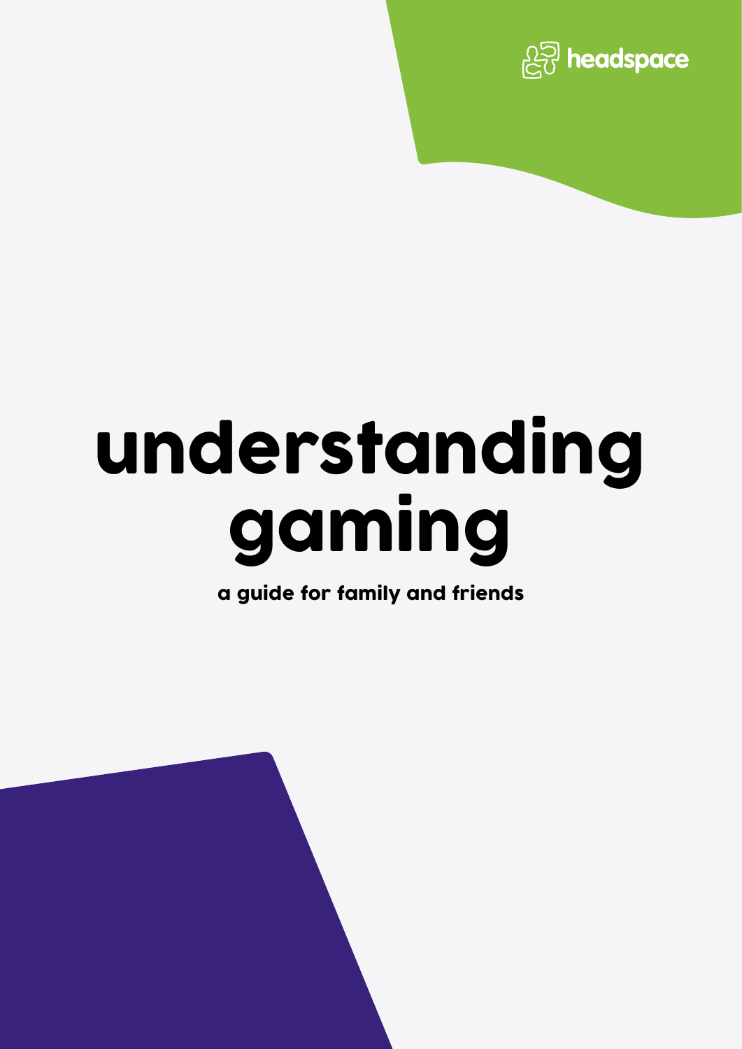headspace

# understanding gaming

a guide for family and friends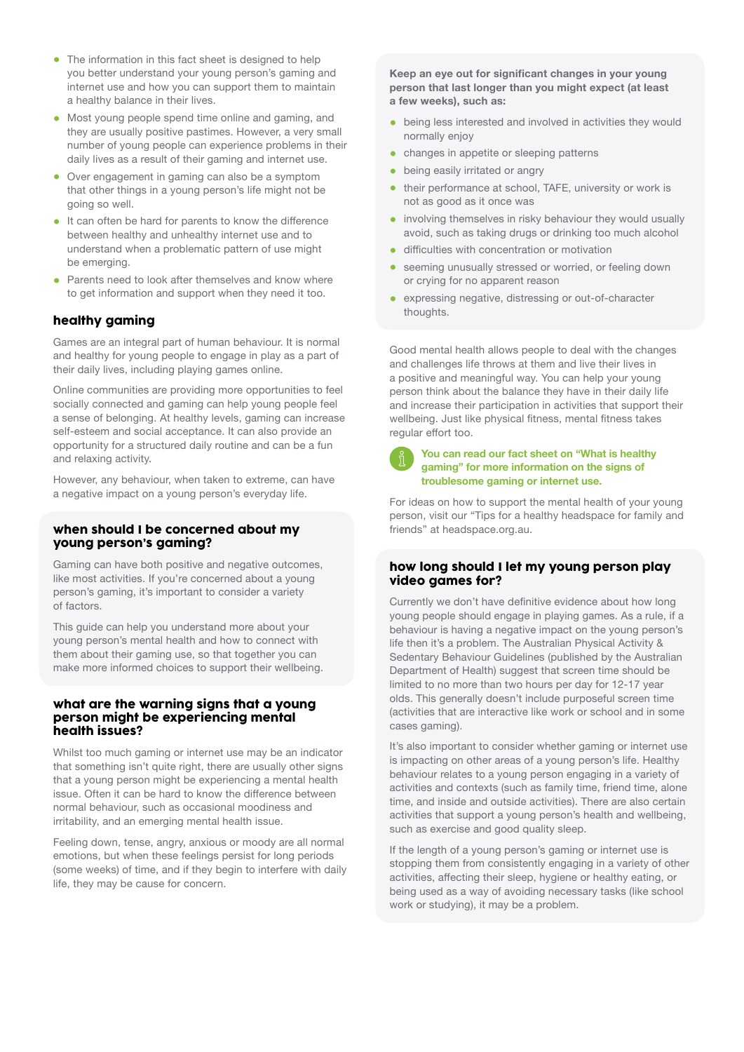- The information in this fact sheet is designed to help you better understand your young person's gaming and internet use and how you can support them to maintain a healthy balance in their lives.
- Most young people spend time online and gaming, and they are usually positive pastimes. However, a very small number of young people can experience problems in their daily lives as a result of their gaming and internet use.
- Over engagement in gaming can also be a symptom that other things in a young person's life might not be going so well.
- It can often be hard for parents to know the difference between healthy and unhealthy internet use and to understand when a problematic pattern of use might be emerging.
- Parents need to look after themselves and know where to get information and support when they need it too.

## healthy gaming

Games are an integral part of human behaviour. It is normal and healthy for young people to engage in play as a part of their daily lives, including playing games online.

Online communities are providing more opportunities to feel socially connected and gaming can help young people feel a sense of belonging. At healthy levels, gaming can increase self-esteem and social acceptance. It can also provide an opportunity for a structured daily routine and can be a fun and relaxing activity.

However, any behaviour, when taken to extreme, can have a negative impact on a young person's everyday life.

## when should I be concerned about my young person's gaming?

Gaming can have both positive and negative outcomes, like most activities. If you're concerned about a young person's gaming, it's important to consider a variety of factors.

This guide can help you understand more about your young person's mental health and how to connect with them about their gaming use, so that together you can make more informed choices to support their wellbeing.

## what are the warning signs that a young person might be experiencing mental health issues?

Whilst too much gaming or internet use may be an indicator that something isn't quite right, there are usually other signs that a young person might be experiencing a mental health issue. Often it can be hard to know the difference between normal behaviour, such as occasional moodiness and irritability, and an emerging mental health issue.

Feeling down, tense, angry, anxious or moody are all normal emotions, but when these feelings persist for long periods (some weeks) of time, and if they begin to interfere with daily life, they may be cause for concern.

**Keep an eye out for significant changes in your young person that last longer than you might expect (at least a few weeks), such as:**

- being less interested and involved in activities they would normally enjoy
- changes in appetite or sleeping patterns
- being easily irritated or angry
- their performance at school, TAFE, university or work is not as good as it once was
- involving themselves in risky behaviour they would usually avoid, such as taking drugs or drinking too much alcohol
- difficulties with concentration or motivation
- seeming unusually stressed or worried, or feeling down or crying for no apparent reason
- expressing negative, distressing or out-of-character thoughts.

Good mental health allows people to deal with the changes and challenges life throws at them and live their lives in a positive and meaningful way. You can help your young person think about the balance they have in their daily life and increase their participation in activities that support their wellbeing. Just like physical fitness, mental fitness takes regular effort too.

**You can read our fact sheet on "What is healthy gaming" for more information on the signs of troublesome gaming or internet use.**

For ideas on how to support the mental health of your young person, visit our "Tips for a healthy headspace for family and friends" at headspace.org.au.

## how long should I let my young person play video games for?

Currently we don't have definitive evidence about how long young people should engage in playing games. As a rule, if a behaviour is having a negative impact on the young person's life then it's a problem. The Australian Physical Activity & Sedentary Behaviour Guidelines (published by the Australian Department of Health) suggest that screen time should be limited to no more than two hours per day for 12-17 year olds. This generally doesn't include purposeful screen time (activities that are interactive like work or school and in some cases gaming).

It's also important to consider whether gaming or internet use is impacting on other areas of a young person's life. Healthy behaviour relates to a young person engaging in a variety of activities and contexts (such as family time, friend time, alone time, and inside and outside activities). There are also certain activities that support a young person's health and wellbeing, such as exercise and good quality sleep.

If the length of a young person's gaming or internet use is stopping them from consistently engaging in a variety of other activities, affecting their sleep, hygiene or healthy eating, or being used as a way of avoiding necessary tasks (like school work or studying), it may be a problem.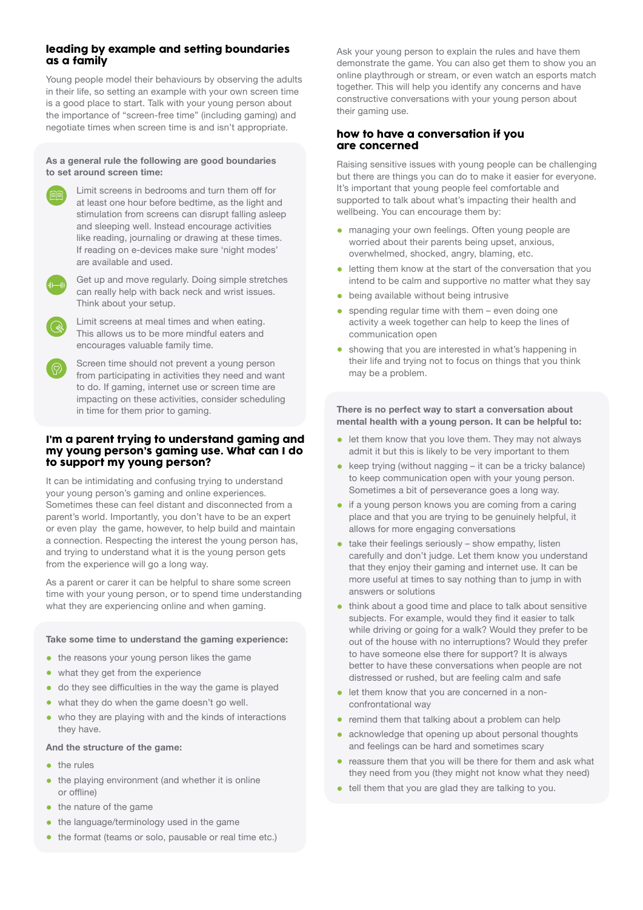## leading by example and setting boundaries as a family

Young people model their behaviours by observing the adults in their life, so setting an example with your own screen time is a good place to start. Talk with your young person about the importance of "screen-free time" (including gaming) and negotiate times when screen time is and isn't appropriate.

**As a general rule the following are good boundaries to set around screen time:**

- Limit screens in bedrooms and turn them off for at least one hour before bedtime, as the light and stimulation from screens can disrupt falling asleep and sleeping well. Instead encourage activities like reading, journaling or drawing at these times. If reading on e-devices make sure 'night modes' are available and used.
- Get up and move regularly. Doing simple stretches can really help with back neck and wrist issues. Think about your setup.
- Limit screens at meal times and when eating. This allows us to be more mindful eaters and encourages valuable family time.
- Screen time should not prevent a young person from participating in activities they need and want to do. If gaming, internet use or screen time are impacting on these activities, consider scheduling in time for them prior to gaming.

## I'm a parent trying to understand gaming and my young person's gaming use. What can I do to support my young person?

It can be intimidating and confusing trying to understand your young person's gaming and online experiences. Sometimes these can feel distant and disconnected from a parent's world. Importantly, you don't have to be an expert or even play  the game, however, to help build and maintain a connection. Respecting the interest the young person has, and trying to understand what it is the young person gets from the experience will go a long way.

As a parent or carer it can be helpful to share some screen time with your young person, or to spend time understanding what they are experiencing online and when gaming.

**Take some time to understand the gaming experience:**

- the reasons your young person likes the game
- what they get from the experience
- do they see difficulties in the way the game is played
- what they do when the game doesn't go well.
- who they are playing with and the kinds of interactions they have.

**And the structure of the game:**

- the rules
- the playing environment (and whether it is online or offline)
- the nature of the game
- the language/terminology used in the game
- the format (teams or solo, pausable or real time etc.)

Ask your young person to explain the rules and have them demonstrate the game. You can also get them to show you an online playthrough or stream, or even watch an esports match together. This will help you identify any concerns and have constructive conversations with your young person about their gaming use.

## how to have a conversation if you are concerned

Raising sensitive issues with young people can be challenging but there are things you can do to make it easier for everyone. It's important that young people feel comfortable and supported to talk about what's impacting their health and wellbeing. You can encourage them by:

- managing your own feelings. Often young people are worried about their parents being upset, anxious, overwhelmed, shocked, angry, blaming, etc.
- letting them know at the start of the conversation that you intend to be calm and supportive no matter what they say
- being available without being intrusive
- spending regular time with them – even doing one activity a week together can help to keep the lines of communication open
- showing that you are interested in what's happening in their life and trying not to focus on things that you think may be a problem.

**There is no perfect way to start a conversation about mental health with a young person. It can be helpful to:**

- let them know that you love them. They may not always admit it but this is likely to be very important to them
- keep trying (without nagging – it can be a tricky balance) to keep communication open with your young person. Sometimes a bit of perseverance goes a long way.
- if a young person knows you are coming from a caring place and that you are trying to be genuinely helpful, it allows for more engaging conversations
- take their feelings seriously – show empathy, listen carefully and don't judge. Let them know you understand that they enjoy their gaming and internet use. It can be more useful at times to say nothing than to jump in with answers or solutions
- think about a good time and place to talk about sensitive subjects. For example, would they find it easier to talk while driving or going for a walk? Would they prefer to be out of the house with no interruptions? Would they prefer to have someone else there for support? It is always better to have these conversations when people are not distressed or rushed, but are feeling calm and safe
- let them know that you are concerned in a non-confrontational way
- remind them that talking about a problem can help
- acknowledge that opening up about personal thoughts and feelings can be hard and sometimes scary
- reassure them that you will be there for them and ask what they need from you (they might not know what they need)
- tell them that you are glad they are talking to you.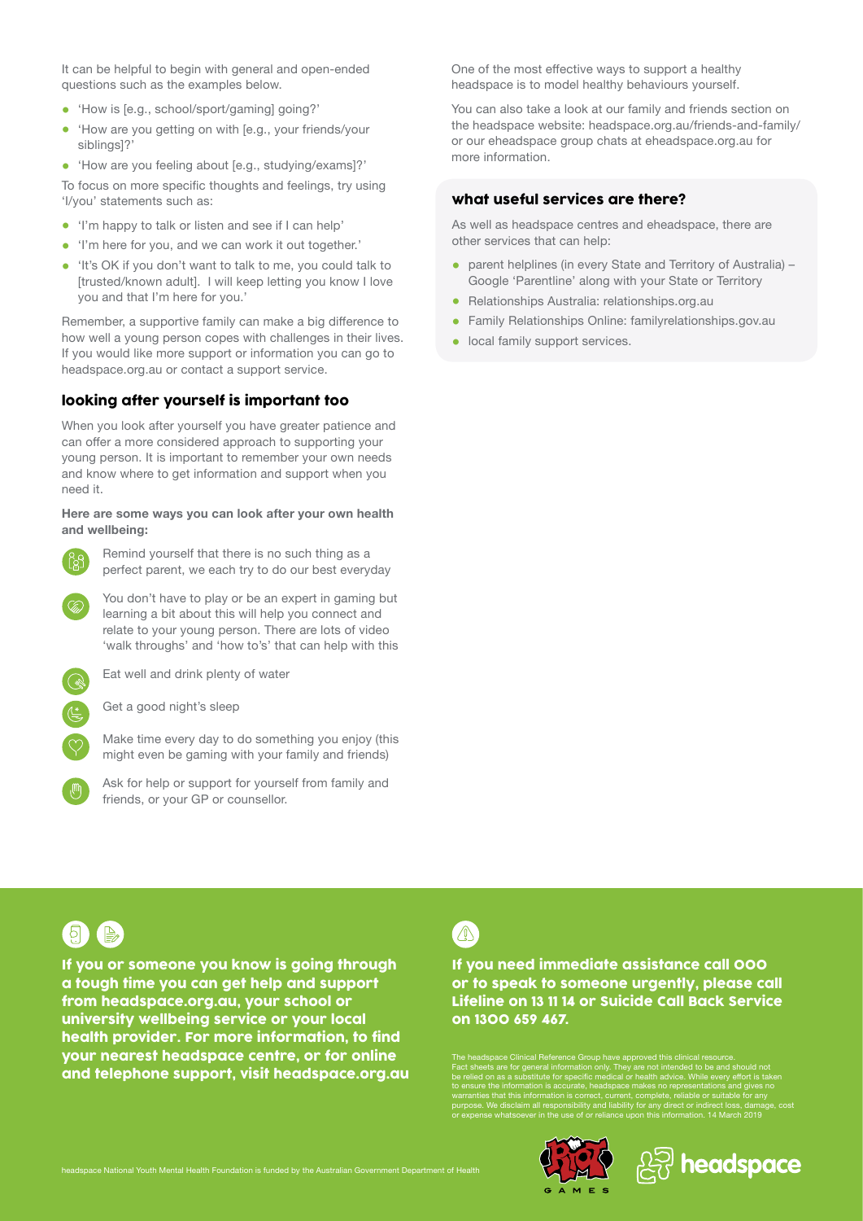It can be helpful to begin with general and open-ended questions such as the examples below.

- 'How is [e.g., school/sport/gaming] going?'
- 'How are you getting on with [e.g., your friends/your siblings]?'
- 'How are you feeling about [e.g., studying/exams]?'

To focus on more specific thoughts and feelings, try using 'I/you' statements such as:

- 'I'm happy to talk or listen and see if I can help'
- 'I'm here for you, and we can work it out together.'
- 'It's OK if you don't want to talk to me, you could talk to [trusted/known adult]. I will keep letting you know I love you and that I'm here for you.'

Remember, a supportive family can make a big difference to how well a young person copes with challenges in their lives. If you would like more support or information you can go to headspace.org.au or contact a support service.

## looking after yourself is important too

When you look after yourself you have greater patience and can offer a more considered approach to supporting your young person. It is important to remember your own needs and know where to get information and support when you need it.

**Here are some ways you can look after your own health and wellbeing:**

- Remind yourself that there is no such thing as a perfect parent, we each try to do our best everyday
- You don't have to play or be an expert in gaming but learning a bit about this will help you connect and relate to your young person. There are lots of video 'walk throughs' and 'how to's' that can help with this
- Eat well and drink plenty of water
- Get a good night's sleep
- Make time every day to do something you enjoy (this might even be gaming with your family and friends)
- Ask for help or support for yourself from family and friends, or your GP or counsellor.

One of the most effective ways to support a healthy headspace is to model healthy behaviours yourself.

You can also take a look at our family and friends section on the headspace website: headspace.org.au/friends-and-family/ or our eheadspace group chats at eheadspace.org.au for more information.

## what useful services are there?

As well as headspace centres and eheadspace, there are other services that can help:

- parent helplines (in every State and Territory of Australia) – Google 'Parentline' along with your State or Territory
- Relationships Australia: relationships.org.au
- Family Relationships Online: familyrelationships.gov.au
- local family support services.

**If you or someone you know is going through a tough time you can get help and support from headspace.org.au, your school or university wellbeing service or your local health provider. For more information, to find your nearest headspace centre, or for online and telephone support, visit headspace.org.au**

**If you need immediate assistance call 000 or to speak to someone urgently, please call Lifeline on 13 11 14 or Suicide Call Back Service on 1300 659 467.**

The headspace Clinical Reference Group have approved this clinical resource. Fact sheets are for general information only. They are not intended to be and should not be relied on as a substitute for specific medical or health advice. While every effort is taken to ensure the information is accurate, headspace makes no representations and gives no warranties that this information is correct, current, complete, reliable or suitable for any purpose. We disclaim all responsibility and liability for any direct or indirect loss, damage, cost or expense whatsoever in the use of or reliance upon this information. 14 March 2019

headspace National Youth Mental Health Foundation is funded by the Australian Government Department of Health